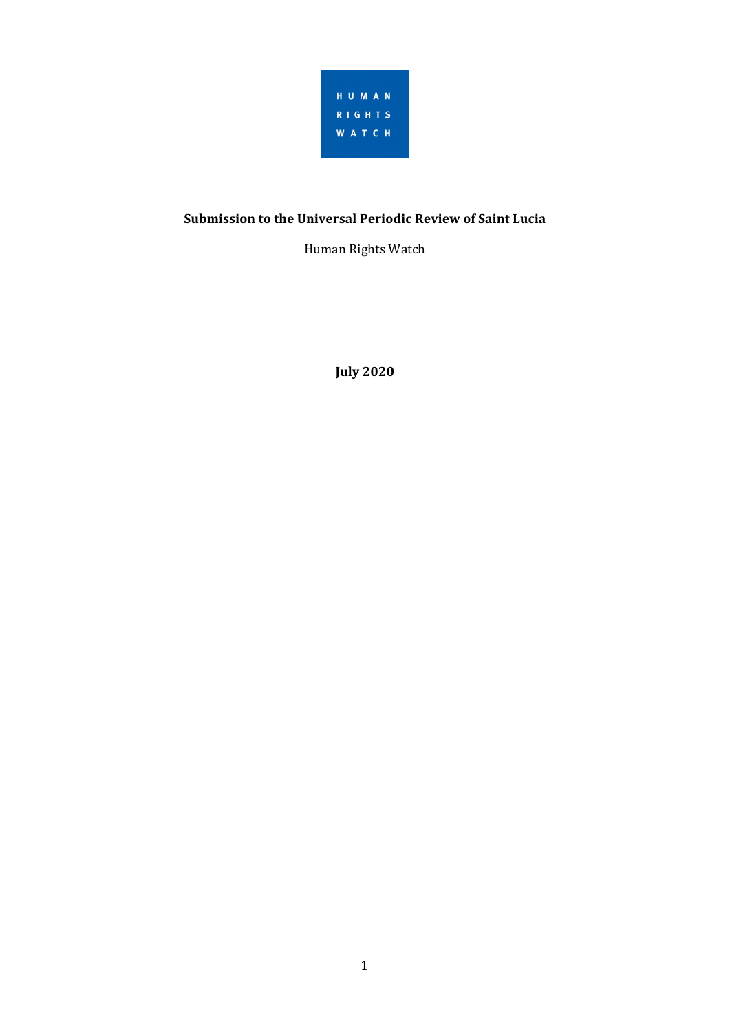HUMAN RIGHTS WATCH

**Submission to the Universal Periodic Review of Saint Lucia**

Human Rights Watch

**July 2020**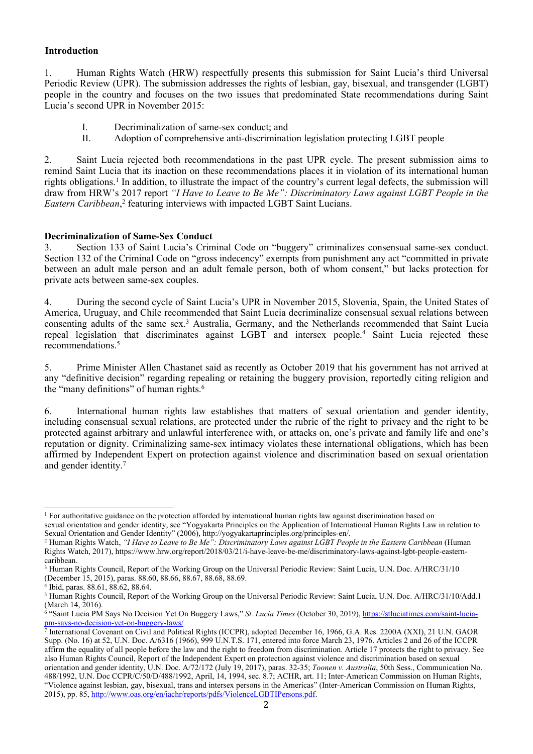### Introduction

1. Human Rights Watch (HRW) respectfully presents this submission for Saint Lucia's third Universal Periodic Review (UPR). The submission addresses the rights of lesbian, gay, bisexual, and transgender (LGBT) people in the country and focuses on the two issues that predominated State recommendations during Saint Lucia's second UPR in November 2015:

   I. Decriminalization of same-sex conduct; and
   II. Adoption of comprehensive anti-discrimination legislation protecting LGBT people

2. Saint Lucia rejected both recommendations in the past UPR cycle. The present submission aims to remind Saint Lucia that its inaction on these recommendations places it in violation of its international human rights obligations.[1] In addition, to illustrate the impact of the country's current legal defects, the submission will draw from HRW's 2017 report *"I Have to Leave to Be Me": Discriminatory Laws against LGBT People in the Eastern Caribbean*,[2] featuring interviews with impacted LGBT Saint Lucians.

### Decriminalization of Same-Sex Conduct

3. Section 133 of Saint Lucia's Criminal Code on "buggery" criminalizes consensual same-sex conduct. Section 132 of the Criminal Code on "gross indecency" exempts from punishment any act "committed in private between an adult male person and an adult female person, both of whom consent," but lacks protection for private acts between same-sex couples.

4. During the second cycle of Saint Lucia's UPR in November 2015, Slovenia, Spain, the United States of America, Uruguay, and Chile recommended that Saint Lucia decriminalize consensual sexual relations between consenting adults of the same sex.[3] Australia, Germany, and the Netherlands recommended that Saint Lucia repeal legislation that discriminates against LGBT and intersex people.[4] Saint Lucia rejected these recommendations.[5]

5. Prime Minister Allen Chastanet said as recently as October 2019 that his government has not arrived at any "definitive decision" regarding repealing or retaining the buggery provision, reportedly citing religion and the "many definitions" of human rights.[6]

6. International human rights law establishes that matters of sexual orientation and gender identity, including consensual sexual relations, are protected under the rubric of the right to privacy and the right to be protected against arbitrary and unlawful interference with, or attacks on, one's private and family life and one's reputation or dignity. Criminalizing same-sex intimacy violates these international obligations, which has been affirmed by Independent Expert on protection against violence and discrimination based on sexual orientation and gender identity.[7]

---

[1] For authoritative guidance on the protection afforded by international human rights law against discrimination based on sexual orientation and gender identity, see "Yogyakarta Principles on the Application of International Human Rights Law in relation to Sexual Orientation and Gender Identity" (2006), http://yogyakartaprinciples.org/principles-en/.

[2] Human Rights Watch, *"I Have to Leave to Be Me": Discriminatory Laws against LGBT People in the Eastern Caribbean* (Human Rights Watch, 2017), https://www.hrw.org/report/2018/03/21/i-have-leave-be-me/discriminatory-laws-against-lgbt-people-eastern-caribbean.

[3] Human Rights Council, Report of the Working Group on the Universal Periodic Review: Saint Lucia, U.N. Doc. A/HRC/31/10 (December 15, 2015), paras. 88.60, 88.66, 88.67, 88.68, 88.69.

[4] Ibid, paras. 88.61, 88.62, 88.64.

[5] Human Rights Council, Report of the Working Group on the Universal Periodic Review: Saint Lucia, U.N. Doc. A/HRC/31/10/Add.1 (March 14, 2016).

[6] "Saint Lucia PM Says No Decision Yet On Buggery Laws," *St. Lucia Times* (October 30, 2019), https://stluciatimes.com/saint-lucia-pm-says-no-decision-yet-on-buggery-laws/

[7] International Covenant on Civil and Political Rights (ICCPR), adopted December 16, 1966, G.A. Res. 2200A (XXI), 21 U.N. GAOR Supp. (No. 16) at 52, U.N. Doc. A/6316 (1966), 999 U.N.T.S. 171, entered into force March 23, 1976. Articles 2 and 26 of the ICCPR affirm the equality of all people before the law and the right to freedom from discrimination. Article 17 protects the right to privacy. See also Human Rights Council, Report of the Independent Expert on protection against violence and discrimination based on sexual orientation and gender identity, U.N. Doc. A/72/172 (July 19, 2017), paras. 32-35; *Toonen v. Australia*, 50th Sess., Communication No. 488/1992, U.N. Doc CCPR/C/50/D/488/1992, April, 14, 1994, sec. 8.7; ACHR, art. 11; Inter-American Commission on Human Rights, "Violence against lesbian, gay, bisexual, trans and intersex persons in the Americas" (Inter-American Commission on Human Rights, 2015), pp. 85, http://www.oas.org/en/iachr/reports/pdfs/ViolenceLGBTIPersons.pdf.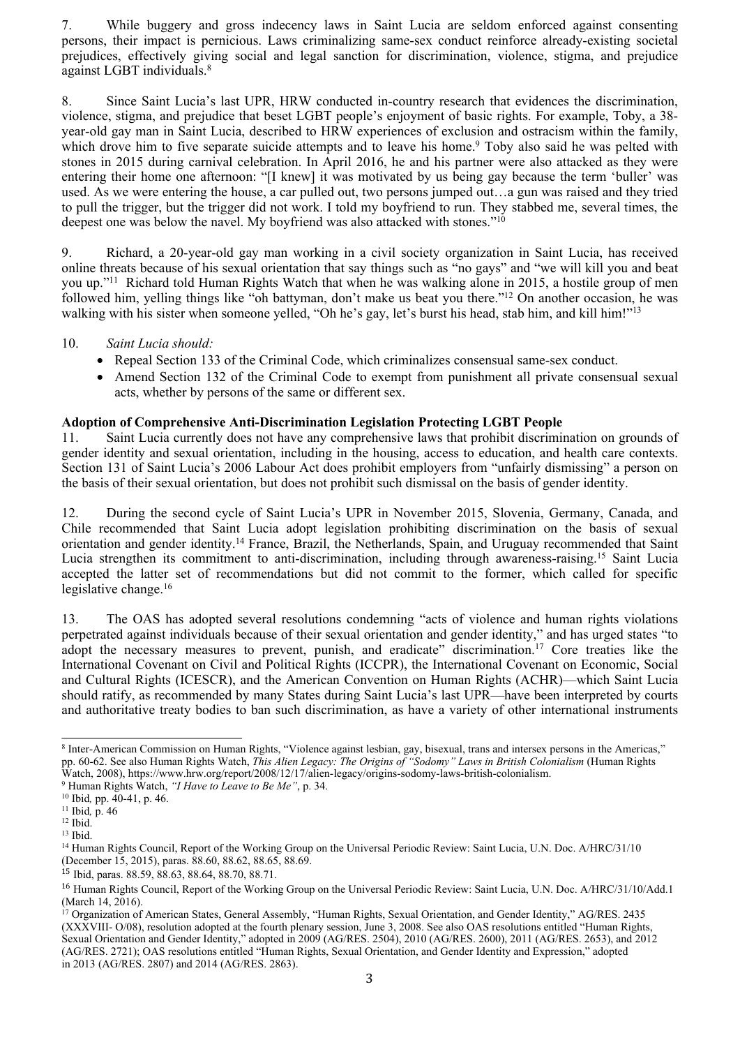7. While buggery and gross indecency laws in Saint Lucia are seldom enforced against consenting persons, their impact is pernicious. Laws criminalizing same-sex conduct reinforce already-existing societal prejudices, effectively giving social and legal sanction for discrimination, violence, stigma, and prejudice against LGBT individuals.[8]

8. Since Saint Lucia's last UPR, HRW conducted in-country research that evidences the discrimination, violence, stigma, and prejudice that beset LGBT people's enjoyment of basic rights. For example, Toby, a 38-year-old gay man in Saint Lucia, described to HRW experiences of exclusion and ostracism within the family, which drove him to five separate suicide attempts and to leave his home.[9] Toby also said he was pelted with stones in 2015 during carnival celebration. In April 2016, he and his partner were also attacked as they were entering their home one afternoon: "[I knew] it was motivated by us being gay because the term 'buller' was used. As we were entering the house, a car pulled out, two persons jumped out…a gun was raised and they tried to pull the trigger, but the trigger did not work. I told my boyfriend to run. They stabbed me, several times, the deepest one was below the navel. My boyfriend was also attacked with stones."[10]

9. Richard, a 20-year-old gay man working in a civil society organization in Saint Lucia, has received online threats because of his sexual orientation that say things such as "no gays" and "we will kill you and beat you up."[11] Richard told Human Rights Watch that when he was walking alone in 2015, a hostile group of men followed him, yelling things like "oh battyman, don't make us beat you there."[12] On another occasion, he was walking with his sister when someone yelled, "Oh he's gay, let's burst his head, stab him, and kill him!"[13]

10. *Saint Lucia should:*

- Repeal Section 133 of the Criminal Code, which criminalizes consensual same-sex conduct.
- Amend Section 132 of the Criminal Code to exempt from punishment all private consensual sexual acts, whether by persons of the same or different sex.

**Adoption of Comprehensive Anti-Discrimination Legislation Protecting LGBT People**

11. Saint Lucia currently does not have any comprehensive laws that prohibit discrimination on grounds of gender identity and sexual orientation, including in the housing, access to education, and health care contexts. Section 131 of Saint Lucia's 2006 Labour Act does prohibit employers from "unfairly dismissing" a person on the basis of their sexual orientation, but does not prohibit such dismissal on the basis of gender identity.

12. During the second cycle of Saint Lucia's UPR in November 2015, Slovenia, Germany, Canada, and Chile recommended that Saint Lucia adopt legislation prohibiting discrimination on the basis of sexual orientation and gender identity.[14] France, Brazil, the Netherlands, Spain, and Uruguay recommended that Saint Lucia strengthen its commitment to anti-discrimination, including through awareness-raising.[15] Saint Lucia accepted the latter set of recommendations but did not commit to the former, which called for specific legislative change.[16]

13. The OAS has adopted several resolutions condemning "acts of violence and human rights violations perpetrated against individuals because of their sexual orientation and gender identity," and has urged states "to adopt the necessary measures to prevent, punish, and eradicate" discrimination.[17] Core treaties like the International Covenant on Civil and Political Rights (ICCPR), the International Covenant on Economic, Social and Cultural Rights (ICESCR), and the American Convention on Human Rights (ACHR)—which Saint Lucia should ratify, as recommended by many States during Saint Lucia's last UPR—have been interpreted by courts and authoritative treaty bodies to ban such discrimination, as have a variety of other international instruments

---

[8] Inter-American Commission on Human Rights, "Violence against lesbian, gay, bisexual, trans and intersex persons in the Americas," pp. 60-62. See also Human Rights Watch, *This Alien Legacy: The Origins of "Sodomy" Laws in British Colonialism* (Human Rights Watch, 2008), https://www.hrw.org/report/2008/12/17/alien-legacy/origins-sodomy-laws-british-colonialism.

[9] Human Rights Watch, *"I Have to Leave to Be Me"*, p. 34.

[10] Ibid*,* pp. 40-41, p. 46.

[11] Ibid*,* p. 46

[12] Ibid.

[13] Ibid.

[14] Human Rights Council, Report of the Working Group on the Universal Periodic Review: Saint Lucia, U.N. Doc. A/HRC/31/10 (December 15, 2015), paras. 88.60, 88.62, 88.65, 88.69.

[15] Ibid, paras. 88.59, 88.63, 88.64, 88.70, 88.71.

[16] Human Rights Council, Report of the Working Group on the Universal Periodic Review: Saint Lucia, U.N. Doc. A/HRC/31/10/Add.1 (March 14, 2016).

[17] Organization of American States, General Assembly, "Human Rights, Sexual Orientation, and Gender Identity," AG/RES. 2435 (XXXVIII- O/08), resolution adopted at the fourth plenary session, June 3, 2008. See also OAS resolutions entitled "Human Rights, Sexual Orientation and Gender Identity," adopted in 2009 (AG/RES. 2504), 2010 (AG/RES. 2600), 2011 (AG/RES. 2653), and 2012 (AG/RES. 2721); OAS resolutions entitled "Human Rights, Sexual Orientation, and Gender Identity and Expression," adopted in 2013 (AG/RES. 2807) and 2014 (AG/RES. 2863).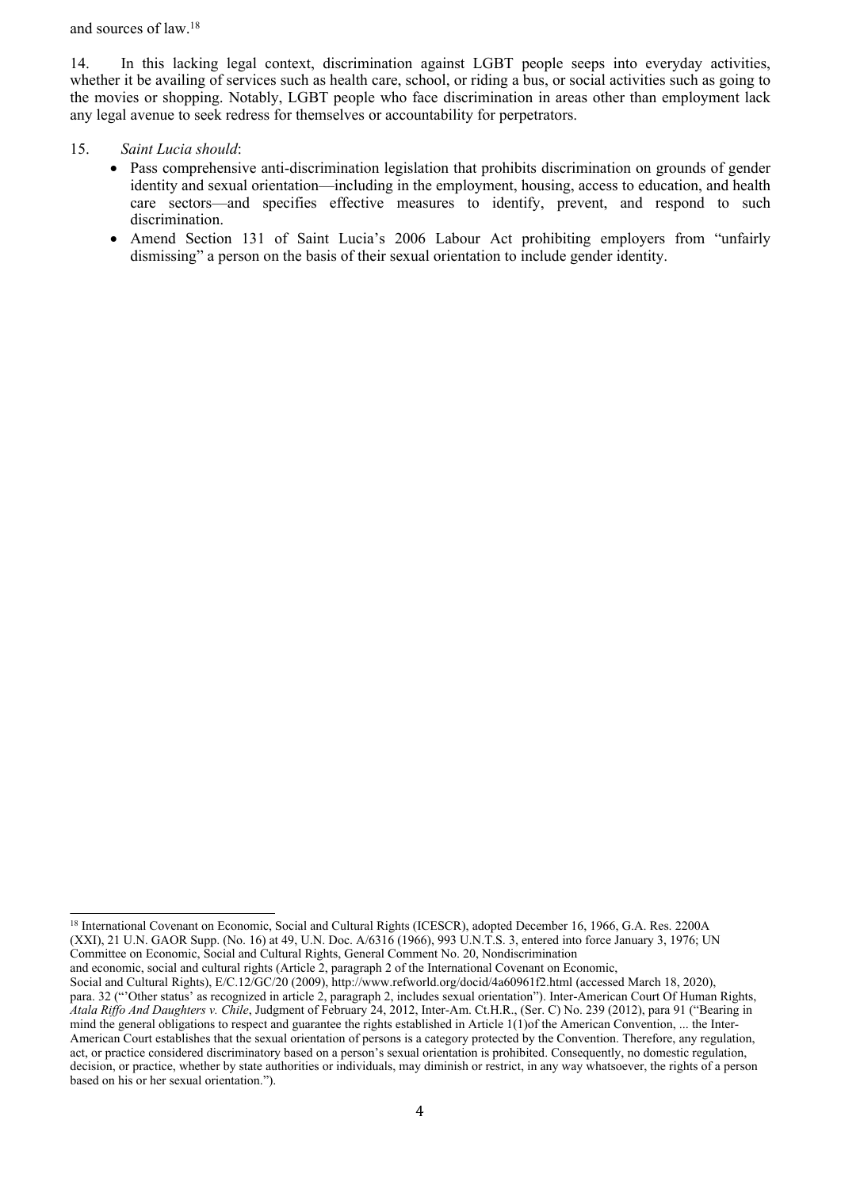and sources of law.[18]

14. In this lacking legal context, discrimination against LGBT people seeps into everyday activities, whether it be availing of services such as health care, school, or riding a bus, or social activities such as going to the movies or shopping. Notably, LGBT people who face discrimination in areas other than employment lack any legal avenue to seek redress for themselves or accountability for perpetrators.

15. *Saint Lucia should*:

- Pass comprehensive anti-discrimination legislation that prohibits discrimination on grounds of gender identity and sexual orientation—including in the employment, housing, access to education, and health care sectors—and specifies effective measures to identify, prevent, and respond to such discrimination.
- Amend Section 131 of Saint Lucia's 2006 Labour Act prohibiting employers from "unfairly dismissing" a person on the basis of their sexual orientation to include gender identity.

---

[18] International Covenant on Economic, Social and Cultural Rights (ICESCR), adopted December 16, 1966, G.A. Res. 2200A (XXI), 21 U.N. GAOR Supp. (No. 16) at 49, U.N. Doc. A/6316 (1966), 993 U.N.T.S. 3, entered into force January 3, 1976; UN Committee on Economic, Social and Cultural Rights, General Comment No. 20, Nondiscrimination and economic, social and cultural rights (Article 2, paragraph 2 of the International Covenant on Economic, Social and Cultural Rights), E/C.12/GC/20 (2009), http://www.refworld.org/docid/4a60961f2.html (accessed March 18, 2020), para. 32 ("'Other status' as recognized in article 2, paragraph 2, includes sexual orientation"). Inter-American Court Of Human Rights, *Atala Riffo And Daughters v. Chile*, Judgment of February 24, 2012, Inter-Am. Ct.H.R., (Ser. C) No. 239 (2012), para 91 ("Bearing in mind the general obligations to respect and guarantee the rights established in Article 1(1)of the American Convention, ... the Inter-American Court establishes that the sexual orientation of persons is a category protected by the Convention. Therefore, any regulation, act, or practice considered discriminatory based on a person's sexual orientation is prohibited. Consequently, no domestic regulation, decision, or practice, whether by state authorities or individuals, may diminish or restrict, in any way whatsoever, the rights of a person based on his or her sexual orientation.").